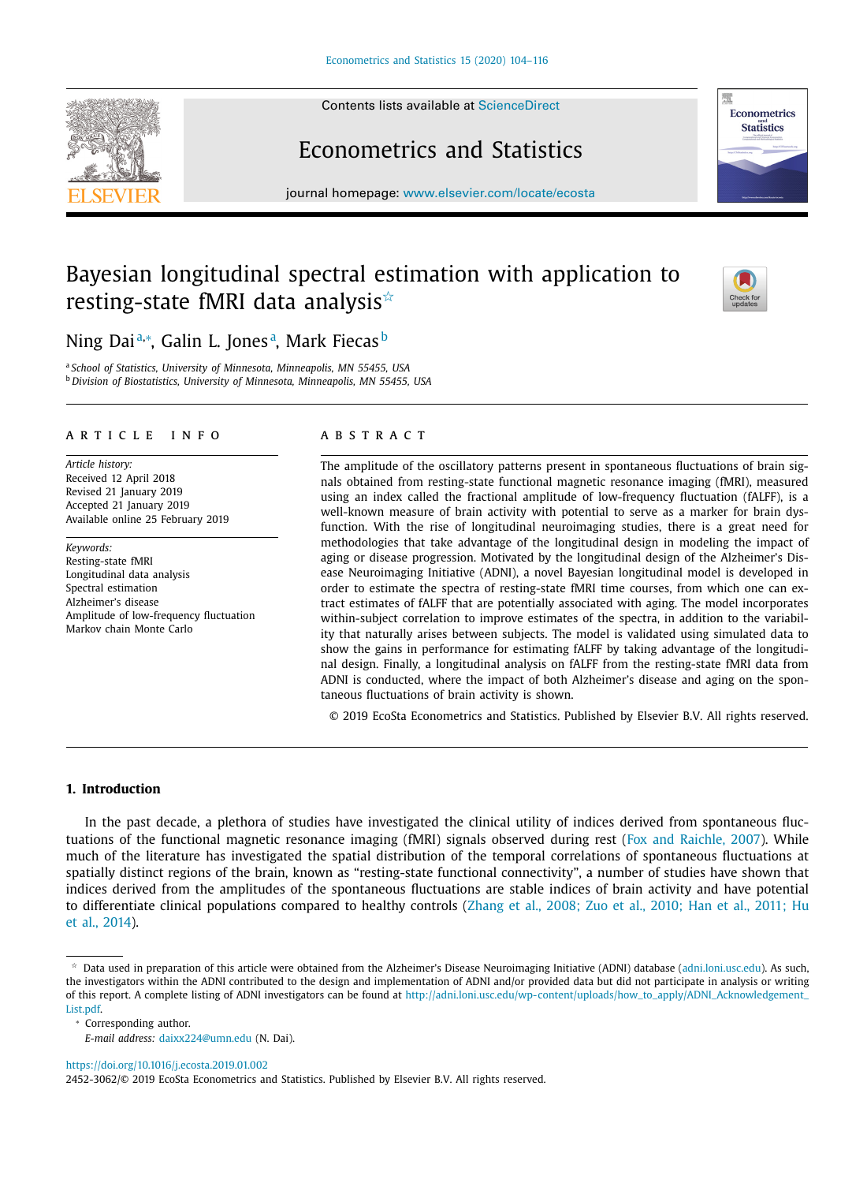# Bayesian longitudinal spectral estimation with application to resting-state fMRI data analysis[☆]

Ning Dai[a,*], Galin L. Jones[a], Mark Fiecas[b]

[a] School of Statistics, University of Minnesota, Minneapolis, MN 55455, USA
[b] Division of Biostatistics, University of Minnesota, Minneapolis, MN 55455, USA

## ARTICLE INFO

*Article history:*
Received 12 April 2018
Revised 21 January 2019
Accepted 21 January 2019
Available online 25 February 2019

*Keywords:*
Resting-state fMRI
Longitudinal data analysis
Spectral estimation
Alzheimer's disease
Amplitude of low-frequency fluctuation
Markov chain Monte Carlo

## ABSTRACT

The amplitude of the oscillatory patterns present in spontaneous fluctuations of brain signals obtained from resting-state functional magnetic resonance imaging (fMRI), measured using an index called the fractional amplitude of low-frequency fluctuation (fALFF), is a well-known measure of brain activity with potential to serve as a marker for brain dysfunction. With the rise of longitudinal neuroimaging studies, there is a great need for methodologies that take advantage of the longitudinal design in modeling the impact of aging or disease progression. Motivated by the longitudinal design of the Alzheimer's Disease Neuroimaging Initiative (ADNI), a novel Bayesian longitudinal model is developed in order to estimate the spectra of resting-state fMRI time courses, from which one can extract estimates of fALFF that are potentially associated with aging. The model incorporates within-subject correlation to improve estimates of the spectra, in addition to the variability that naturally arises between subjects. The model is validated using simulated data to show the gains in performance for estimating fALFF by taking advantage of the longitudinal design. Finally, a longitudinal analysis on fALFF from the resting-state fMRI data from ADNI is conducted, where the impact of both Alzheimer's disease and aging on the spontaneous fluctuations of brain activity is shown.

© 2019 EcoSta Econometrics and Statistics. Published by Elsevier B.V. All rights reserved.

## 1. Introduction

In the past decade, a plethora of studies have investigated the clinical utility of indices derived from spontaneous fluctuations of the functional magnetic resonance imaging (fMRI) signals observed during rest (Fox and Raichle, 2007). While much of the literature has investigated the spatial distribution of the temporal correlations of spontaneous fluctuations at spatially distinct regions of the brain, known as "resting-state functional connectivity", a number of studies have shown that indices derived from the amplitudes of the spontaneous fluctuations are stable indices of brain activity and have potential to differentiate clinical populations compared to healthy controls (Zhang et al., 2008; Zuo et al., 2010; Han et al., 2011; Hu et al., 2014).

[☆] Data used in preparation of this article were obtained from the Alzheimer's Disease Neuroimaging Initiative (ADNI) database (adni.loni.usc.edu). As such, the investigators within the ADNI contributed to the design and implementation of ADNI and/or provided data but did not participate in analysis or writing of this report. A complete listing of ADNI investigators can be found at http://adni.loni.usc.edu/wp-content/uploads/how_to_apply/ADNI_Acknowledgement_List.pdf.

[*] Corresponding author.
*E-mail address:* daixx224@umn.edu (N. Dai).

https://doi.org/10.1016/j.ecosta.2019.01.002
2452-3062/© 2019 EcoSta Econometrics and Statistics. Published by Elsevier B.V. All rights reserved.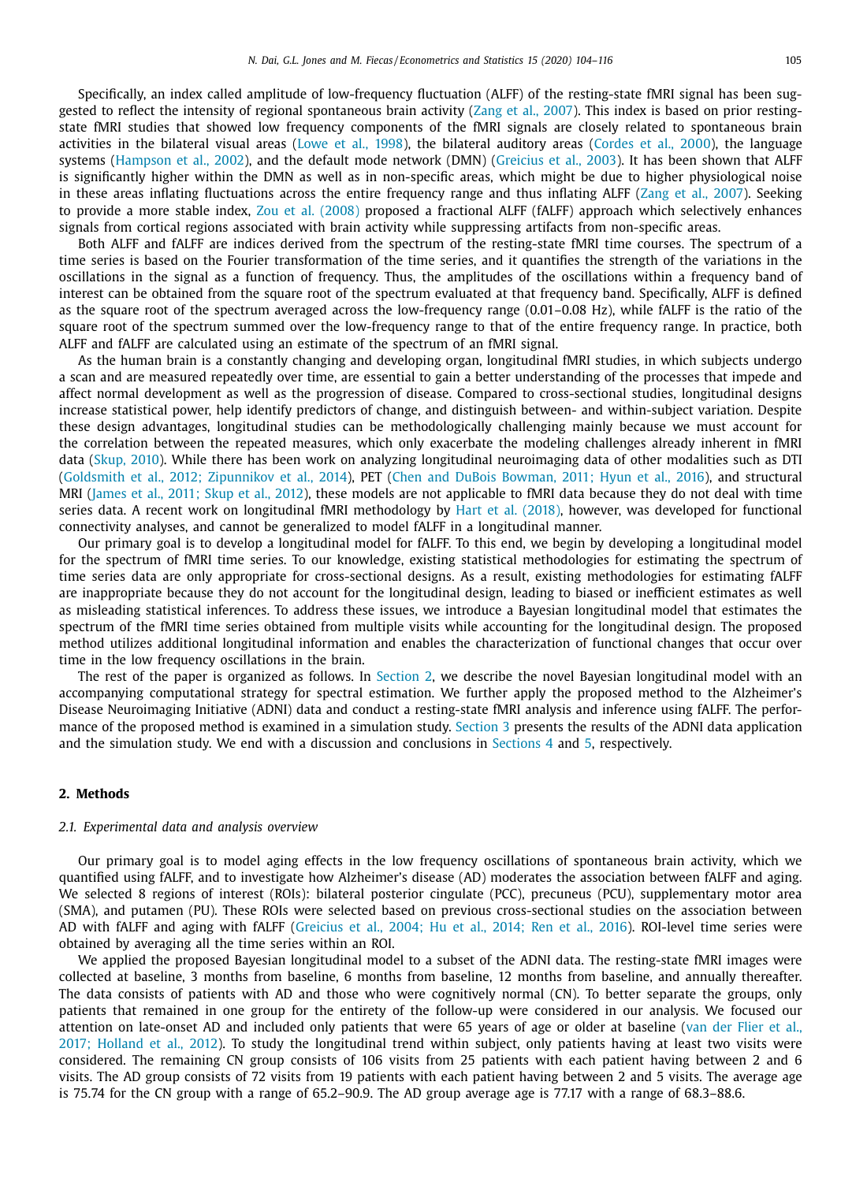Specifically, an index called amplitude of low-frequency fluctuation (ALFF) of the resting-state fMRI signal has been suggested to reflect the intensity of regional spontaneous brain activity (Zang et al., 2007). This index is based on prior resting-state fMRI studies that showed low frequency components of the fMRI signals are closely related to spontaneous brain activities in the bilateral visual areas (Lowe et al., 1998), the bilateral auditory areas (Cordes et al., 2000), the language systems (Hampson et al., 2002), and the default mode network (DMN) (Greicius et al., 2003). It has been shown that ALFF is significantly higher within the DMN as well as in non-specific areas, which might be due to higher physiological noise in these areas inflating fluctuations across the entire frequency range and thus inflating ALFF (Zang et al., 2007). Seeking to provide a more stable index, Zou et al. (2008) proposed a fractional ALFF (fALFF) approach which selectively enhances signals from cortical regions associated with brain activity while suppressing artifacts from non-specific areas.

Both ALFF and fALFF are indices derived from the spectrum of the resting-state fMRI time courses. The spectrum of a time series is based on the Fourier transformation of the time series, and it quantifies the strength of the variations in the oscillations in the signal as a function of frequency. Thus, the amplitudes of the oscillations within a frequency band of interest can be obtained from the square root of the spectrum evaluated at that frequency band. Specifically, ALFF is defined as the square root of the spectrum averaged across the low-frequency range (0.01–0.08 Hz), while fALFF is the ratio of the square root of the spectrum summed over the low-frequency range to that of the entire frequency range. In practice, both ALFF and fALFF are calculated using an estimate of the spectrum of an fMRI signal.

As the human brain is a constantly changing and developing organ, longitudinal fMRI studies, in which subjects undergo a scan and are measured repeatedly over time, are essential to gain a better understanding of the processes that impede and affect normal development as well as the progression of disease. Compared to cross-sectional studies, longitudinal designs increase statistical power, help identify predictors of change, and distinguish between- and within-subject variation. Despite these design advantages, longitudinal studies can be methodologically challenging mainly because we must account for the correlation between the repeated measures, which only exacerbate the modeling challenges already inherent in fMRI data (Skup, 2010). While there has been work on analyzing longitudinal neuroimaging data of other modalities such as DTI (Goldsmith et al., 2012; Zipunnikov et al., 2014), PET (Chen and DuBois Bowman, 2011; Hyun et al., 2016), and structural MRI (James et al., 2011; Skup et al., 2012), these models are not applicable to fMRI data because they do not deal with time series data. A recent work on longitudinal fMRI methodology by Hart et al. (2018), however, was developed for functional connectivity analyses, and cannot be generalized to model fALFF in a longitudinal manner.

Our primary goal is to develop a longitudinal model for fALFF. To this end, we begin by developing a longitudinal model for the spectrum of fMRI time series. To our knowledge, existing statistical methodologies for estimating the spectrum of time series data are only appropriate for cross-sectional designs. As a result, existing methodologies for estimating fALFF are inappropriate because they do not account for the longitudinal design, leading to biased or inefficient estimates as well as misleading statistical inferences. To address these issues, we introduce a Bayesian longitudinal model that estimates the spectrum of the fMRI time series obtained from multiple visits while accounting for the longitudinal design. The proposed method utilizes additional longitudinal information and enables the characterization of functional changes that occur over time in the low frequency oscillations in the brain.

The rest of the paper is organized as follows. In Section 2, we describe the novel Bayesian longitudinal model with an accompanying computational strategy for spectral estimation. We further apply the proposed method to the Alzheimer's Disease Neuroimaging Initiative (ADNI) data and conduct a resting-state fMRI analysis and inference using fALFF. The performance of the proposed method is examined in a simulation study. Section 3 presents the results of the ADNI data application and the simulation study. We end with a discussion and conclusions in Sections 4 and 5, respectively.

## 2. Methods

### 2.1. Experimental data and analysis overview

Our primary goal is to model aging effects in the low frequency oscillations of spontaneous brain activity, which we quantified using fALFF, and to investigate how Alzheimer's disease (AD) moderates the association between fALFF and aging. We selected 8 regions of interest (ROIs): bilateral posterior cingulate (PCC), precuneus (PCU), supplementary motor area (SMA), and putamen (PU). These ROIs were selected based on previous cross-sectional studies on the association between AD with fALFF and aging with fALFF (Greicius et al., 2004; Hu et al., 2014; Ren et al., 2016). ROI-level time series were obtained by averaging all the time series within an ROI.

We applied the proposed Bayesian longitudinal model to a subset of the ADNI data. The resting-state fMRI images were collected at baseline, 3 months from baseline, 6 months from baseline, 12 months from baseline, and annually thereafter. The data consists of patients with AD and those who were cognitively normal (CN). To better separate the groups, only patients that remained in one group for the entirety of the follow-up were considered in our analysis. We focused our attention on late-onset AD and included only patients that were 65 years of age or older at baseline (van der Flier et al., 2017; Holland et al., 2012). To study the longitudinal trend within subject, only patients having at least two visits were considered. The remaining CN group consists of 106 visits from 25 patients with each patient having between 2 and 6 visits. The AD group consists of 72 visits from 19 patients with each patient having between 2 and 5 visits. The average age is 75.74 for the CN group with a range of 65.2–90.9. The AD group average age is 77.17 with a range of 68.3–88.6.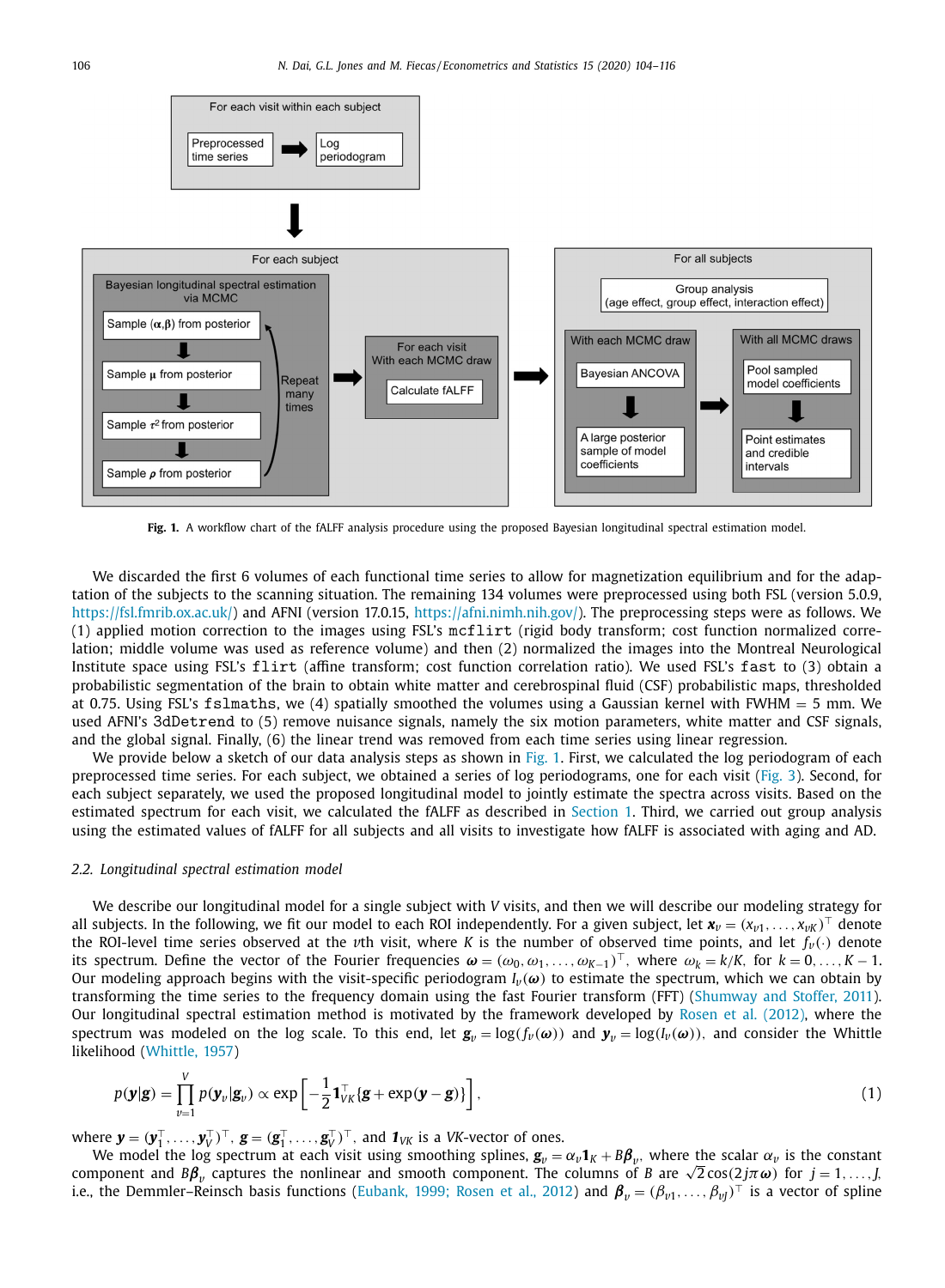**Fig. 1.** A workflow chart of the fALFF analysis procedure using the proposed Bayesian longitudinal spectral estimation model.

We discarded the first 6 volumes of each functional time series to allow for magnetization equilibrium and for the adaptation of the subjects to the scanning situation. The remaining 134 volumes were preprocessed using both FSL (version 5.0.9, https://fsl.fmrib.ox.ac.uk/) and AFNI (version 17.0.15, https://afni.nimh.nih.gov/). The preprocessing steps were as follows. We (1) applied motion correction to the images using FSL's `mcflirt` (rigid body transform; cost function normalized correlation; middle volume was used as reference volume) and then (2) normalized the images into the Montreal Neurological Institute space using FSL's `flirt` (affine transform; cost function correlation ratio). We used FSL's `fast` to (3) obtain a probabilistic segmentation of the brain to obtain white matter and cerebrospinal fluid (CSF) probabilistic maps, thresholded at 0.75. Using FSL's `fslmaths`, we (4) spatially smoothed the volumes using a Gaussian kernel with FWHM = 5 mm. We used AFNI's `3dDetrend` to (5) remove nuisance signals, namely the six motion parameters, white matter and CSF signals, and the global signal. Finally, (6) the linear trend was removed from each time series using linear regression.

We provide below a sketch of our data analysis steps as shown in Fig. 1. First, we calculated the log periodogram of each preprocessed time series. For each subject, we obtained a series of log periodograms, one for each visit (Fig. 3). Second, for each subject separately, we used the proposed longitudinal model to jointly estimate the spectra across visits. Based on the estimated spectrum for each visit, we calculated the fALFF as described in Section 1. Third, we carried out group analysis using the estimated values of fALFF for all subjects and all visits to investigate how fALFF is associated with aging and AD.

### 2.2. Longitudinal spectral estimation model

We describe our longitudinal model for a single subject with $V$ visits, and then we will describe our modeling strategy for all subjects. In the following, we fit our model to each ROI independently. For a given subject, let $\boldsymbol{x}_v = (x_{v1}, \ldots, x_{vK})^\top$ denote the ROI-level time series observed at the $v$th visit, where $K$ is the number of observed time points, and let $f_v(\cdot)$ denote its spectrum. Define the vector of the Fourier frequencies $\boldsymbol{\omega} = (\omega_0, \omega_1, \ldots, \omega_{K-1})^\top$, where $\omega_k = k/K$, for $k = 0, \ldots, K-1$. Our modeling approach begins with the visit-specific periodogram $I_v(\boldsymbol{\omega})$ to estimate the spectrum, which we can obtain by transforming the time series to the frequency domain using the fast Fourier transform (FFT) (Shumway and Stoffer, 2011). Our longitudinal spectral estimation method is motivated by the framework developed by Rosen et al. (2012), where the spectrum was modeled on the log scale. To this end, let $\boldsymbol{g}_v = \log(f_v(\boldsymbol{\omega}))$ and $\boldsymbol{y}_v = \log(I_v(\boldsymbol{\omega}))$, and consider the Whittle likelihood (Whittle, 1957)

$$p(\boldsymbol{y}|\boldsymbol{g}) = \prod_{v=1}^{V} p(\boldsymbol{y}_v|\boldsymbol{g}_v) \propto \exp\left[-\frac{1}{2}\boldsymbol{1}_{VK}^\top\{\boldsymbol{g} + \exp(\boldsymbol{y} - \boldsymbol{g})\}\right], \tag{1}$$

where $\boldsymbol{y} = (\boldsymbol{y}_1^\top, \ldots, \boldsymbol{y}_V^\top)^\top$, $\boldsymbol{g} = (\boldsymbol{g}_1^\top, \ldots, \boldsymbol{g}_V^\top)^\top$, and $\boldsymbol{1}_{VK}$ is a $VK$-vector of ones.

We model the log spectrum at each visit using smoothing splines, $\boldsymbol{g}_v = \alpha_v \boldsymbol{1}_K + B\boldsymbol{\beta}_v$, where the scalar $\alpha_v$ is the constant component and $B\boldsymbol{\beta}_v$ captures the nonlinear and smooth component. The columns of $B$ are $\sqrt{2}\cos(2j\pi\boldsymbol{\omega})$ for $j = 1, \ldots, J$, i.e., the Demmler–Reinsch basis functions (Eubank, 1999; Rosen et al., 2012) and $\boldsymbol{\beta}_v = (\beta_{v1}, \ldots, \beta_{vJ})^\top$ is a vector of spline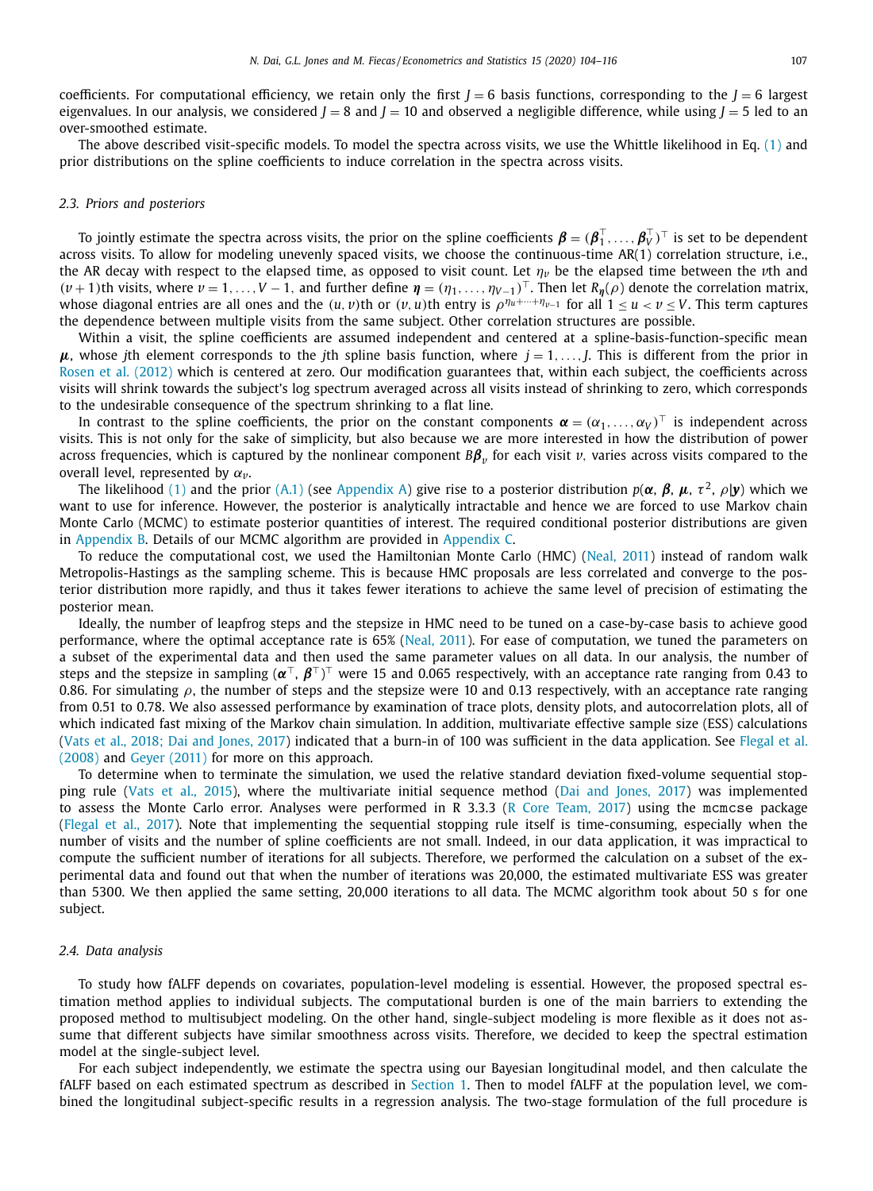coefficients. For computational efficiency, we retain only the first $J = 6$ basis functions, corresponding to the $J = 6$ largest eigenvalues. In our analysis, we considered $J = 8$ and $J = 10$ and observed a negligible difference, while using $J = 5$ led to an over-smoothed estimate.

The above described visit-specific models. To model the spectra across visits, we use the Whittle likelihood in Eq. (1) and prior distributions on the spline coefficients to induce correlation in the spectra across visits.

### 2.3. Priors and posteriors

To jointly estimate the spectra across visits, the prior on the spline coefficients $\boldsymbol{\beta} = (\boldsymbol{\beta}_1^\top, \ldots, \boldsymbol{\beta}_V^\top)^\top$ is set to be dependent across visits. To allow for modeling unevenly spaced visits, we choose the continuous-time AR(1) correlation structure, i.e., the AR decay with respect to the elapsed time, as opposed to visit count. Let $\eta_v$ be the elapsed time between the $v$th and $(v+1)$th visits, where $v = 1, \ldots, V-1$, and further define $\boldsymbol{\eta} = (\eta_1, \ldots, \eta_{V-1})^\top$. Then let $R_{\boldsymbol{\eta}}(\rho)$ denote the correlation matrix, whose diagonal entries are all ones and the $(u, v)$th or $(v, u)$th entry is $\rho^{\eta_u + \cdots + \eta_{v-1}}$ for all $1 \le u < v \le V$. This term captures the dependence between multiple visits from the same subject. Other correlation structures are possible.

Within a visit, the spline coefficients are assumed independent and centered at a spline-basis-function-specific mean $\boldsymbol{\mu}$, whose $j$th element corresponds to the $j$th spline basis function, where $j = 1, \ldots, J$. This is different from the prior in Rosen et al. (2012) which is centered at zero. Our modification guarantees that, within each subject, the coefficients across visits will shrink towards the subject's log spectrum averaged across all visits instead of shrinking to zero, which corresponds to the undesirable consequence of the spectrum shrinking to a flat line.

In contrast to the spline coefficients, the prior on the constant components $\boldsymbol{\alpha} = (\alpha_1, \ldots, \alpha_V)^\top$ is independent across visits. This is not only for the sake of simplicity, but also because we are more interested in how the distribution of power across frequencies, which is captured by the nonlinear component $B\boldsymbol{\beta}_v$ for each visit $v$, varies across visits compared to the overall level, represented by $\alpha_v$.

The likelihood (1) and the prior (A.1) (see Appendix A) give rise to a posterior distribution $p(\boldsymbol{\alpha}, \boldsymbol{\beta}, \boldsymbol{\mu}, \tau^2, \rho|\boldsymbol{y})$ which we want to use for inference. However, the posterior is analytically intractable and hence we are forced to use Markov chain Monte Carlo (MCMC) to estimate posterior quantities of interest. The required conditional posterior distributions are given in Appendix B. Details of our MCMC algorithm are provided in Appendix C.

To reduce the computational cost, we used the Hamiltonian Monte Carlo (HMC) (Neal, 2011) instead of random walk Metropolis-Hastings as the sampling scheme. This is because HMC proposals are less correlated and converge to the posterior distribution more rapidly, and thus it takes fewer iterations to achieve the same level of precision of estimating the posterior mean.

Ideally, the number of leapfrog steps and the stepsize in HMC need to be tuned on a case-by-case basis to achieve good performance, where the optimal acceptance rate is 65% (Neal, 2011). For ease of computation, we tuned the parameters on a subset of the experimental data and then used the same parameter values on all data. In our analysis, the number of steps and the stepsize in sampling $(\boldsymbol{\alpha}^\top, \boldsymbol{\beta}^\top)^\top$ were 15 and 0.065 respectively, with an acceptance rate ranging from 0.43 to 0.86. For simulating $\rho$, the number of steps and the stepsize were 10 and 0.13 respectively, with an acceptance rate ranging from 0.51 to 0.78. We also assessed performance by examination of trace plots, density plots, and autocorrelation plots, all of which indicated fast mixing of the Markov chain simulation. In addition, multivariate effective sample size (ESS) calculations (Vats et al., 2018; Dai and Jones, 2017) indicated that a burn-in of 100 was sufficient in the data application. See Flegal et al. (2008) and Geyer (2011) for more on this approach.

To determine when to terminate the simulation, we used the relative standard deviation fixed-volume sequential stopping rule (Vats et al., 2015), where the multivariate initial sequence method (Dai and Jones, 2017) was implemented to assess the Monte Carlo error. Analyses were performed in R 3.3.3 (R Core Team, 2017) using the `mcmcse` package (Flegal et al., 2017). Note that implementing the sequential stopping rule itself is time-consuming, especially when the number of visits and the number of spline coefficients are not small. Indeed, in our data application, it was impractical to compute the sufficient number of iterations for all subjects. Therefore, we performed the calculation on a subset of the experimental data and found out that when the number of iterations was 20,000, the estimated multivariate ESS was greater than 5300. We then applied the same setting, 20,000 iterations to all data. The MCMC algorithm took about 50 s for one subject.

### 2.4. Data analysis

To study how fALFF depends on covariates, population-level modeling is essential. However, the proposed spectral estimation method applies to individual subjects. The computational burden is one of the main barriers to extending the proposed method to multisubject modeling. On the other hand, single-subject modeling is more flexible as it does not assume that different subjects have similar smoothness across visits. Therefore, we decided to keep the spectral estimation model at the single-subject level.

For each subject independently, we estimate the spectra using our Bayesian longitudinal model, and then calculate the fALFF based on each estimated spectrum as described in Section 1. Then to model fALFF at the population level, we combined the longitudinal subject-specific results in a regression analysis. The two-stage formulation of the full procedure is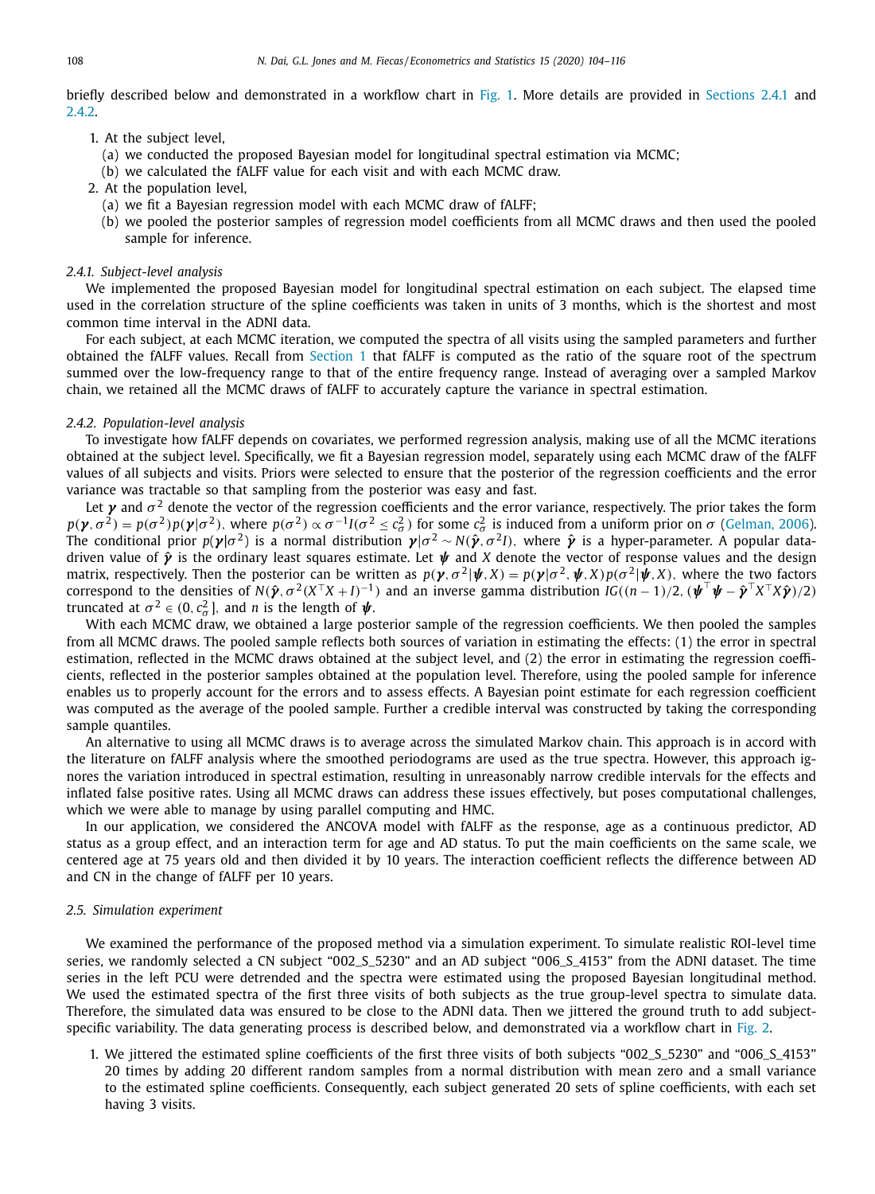briefly described below and demonstrated in a workflow chart in Fig. 1. More details are provided in Sections 2.4.1 and 2.4.2.

1. At the subject level,
   (a) we conducted the proposed Bayesian model for longitudinal spectral estimation via MCMC;
   (b) we calculated the fALFF value for each visit and with each MCMC draw.
2. At the population level,
   (a) we fit a Bayesian regression model with each MCMC draw of fALFF;
   (b) we pooled the posterior samples of regression model coefficients from all MCMC draws and then used the pooled sample for inference.

#### 2.4.1. Subject-level analysis

We implemented the proposed Bayesian model for longitudinal spectral estimation on each subject. The elapsed time used in the correlation structure of the spline coefficients was taken in units of 3 months, which is the shortest and most common time interval in the ADNI data.

For each subject, at each MCMC iteration, we computed the spectra of all visits using the sampled parameters and further obtained the fALFF values. Recall from Section 1 that fALFF is computed as the ratio of the square root of the spectrum summed over the low-frequency range to that of the entire frequency range. Instead of averaging over a sampled Markov chain, we retained all the MCMC draws of fALFF to accurately capture the variance in spectral estimation.

#### 2.4.2. Population-level analysis

To investigate how fALFF depends on covariates, we performed regression analysis, making use of all the MCMC iterations obtained at the subject level. Specifically, we fit a Bayesian regression model, separately using each MCMC draw of the fALFF values of all subjects and visits. Priors were selected to ensure that the posterior of the regression coefficients and the error variance was tractable so that sampling from the posterior was easy and fast.

Let $\boldsymbol{\gamma}$ and $\sigma^2$ denote the vector of the regression coefficients and the error variance, respectively. The prior takes the form $p(\boldsymbol{\gamma}, \sigma^2) = p(\sigma^2)p(\boldsymbol{\gamma}|\sigma^2)$, where $p(\sigma^2) \propto \sigma^{-1} I(\sigma^2 \le c_\sigma^2)$ for some $c_\sigma^2$ is induced from a uniform prior on $\sigma$ (Gelman, 2006). The conditional prior $p(\boldsymbol{\gamma}|\sigma^2)$ is a normal distribution $\boldsymbol{\gamma}|\sigma^2 \sim N(\hat{\boldsymbol{\gamma}}, \sigma^2 I)$, where $\hat{\boldsymbol{\gamma}}$ is a hyper-parameter. A popular data-driven value of $\hat{\boldsymbol{\gamma}}$ is the ordinary least squares estimate. Let $\boldsymbol{\psi}$ and $X$ denote the vector of response values and the design matrix, respectively. Then the posterior can be written as $p(\boldsymbol{\gamma}, \sigma^2|\boldsymbol{\psi}, X) = p(\boldsymbol{\gamma}|\sigma^2, \boldsymbol{\psi}, X)p(\sigma^2|\boldsymbol{\psi}, X)$, where the two factors correspond to the densities of $N(\hat{\boldsymbol{\gamma}}, \sigma^2(X^\top X + I)^{-1})$ and an inverse gamma distribution $IG((n-1)/2, (\boldsymbol{\psi}^\top \boldsymbol{\psi} - \hat{\boldsymbol{\gamma}}^\top X^\top X \hat{\boldsymbol{\gamma}})/2)$ truncated at $\sigma^2 \in (0, c_\sigma^2]$, and $n$ is the length of $\boldsymbol{\psi}$.

With each MCMC draw, we obtained a large posterior sample of the regression coefficients. We then pooled the samples from all MCMC draws. The pooled sample reflects both sources of variation in estimating the effects: (1) the error in spectral estimation, reflected in the MCMC draws obtained at the subject level, and (2) the error in estimating the regression coefficients, reflected in the posterior samples obtained at the population level. Therefore, using the pooled sample for inference enables us to properly account for the errors and to assess effects. A Bayesian point estimate for each regression coefficient was computed as the average of the pooled sample. Further a credible interval was constructed by taking the corresponding sample quantiles.

An alternative to using all MCMC draws is to average across the simulated Markov chain. This approach is in accord with the literature on fALFF analysis where the smoothed periodograms are used as the true spectra. However, this approach ignores the variation introduced in spectral estimation, resulting in unreasonably narrow credible intervals for the effects and inflated false positive rates. Using all MCMC draws can address these issues effectively, but poses computational challenges, which we were able to manage by using parallel computing and HMC.

In our application, we considered the ANCOVA model with fALFF as the response, age as a continuous predictor, AD status as a group effect, and an interaction term for age and AD status. To put the main coefficients on the same scale, we centered age at 75 years old and then divided it by 10 years. The interaction coefficient reflects the difference between AD and CN in the change of fALFF per 10 years.

### 2.5. Simulation experiment

We examined the performance of the proposed method via a simulation experiment. To simulate realistic ROI-level time series, we randomly selected a CN subject "002_S_5230" and an AD subject "006_S_4153" from the ADNI dataset. The time series in the left PCU were detrended and the spectra were estimated using the proposed Bayesian longitudinal method. We used the estimated spectra of the first three visits of both subjects as the true group-level spectra to simulate data. Therefore, the simulated data was ensured to be close to the ADNI data. Then we jittered the ground truth to add subject-specific variability. The data generating process is described below, and demonstrated via a workflow chart in Fig. 2.

1. We jittered the estimated spline coefficients of the first three visits of both subjects "002_S_5230" and "006_S_4153" 20 times by adding 20 different random samples from a normal distribution with mean zero and a small variance to the estimated spline coefficients. Consequently, each subject generated 20 sets of spline coefficients, with each set having 3 visits.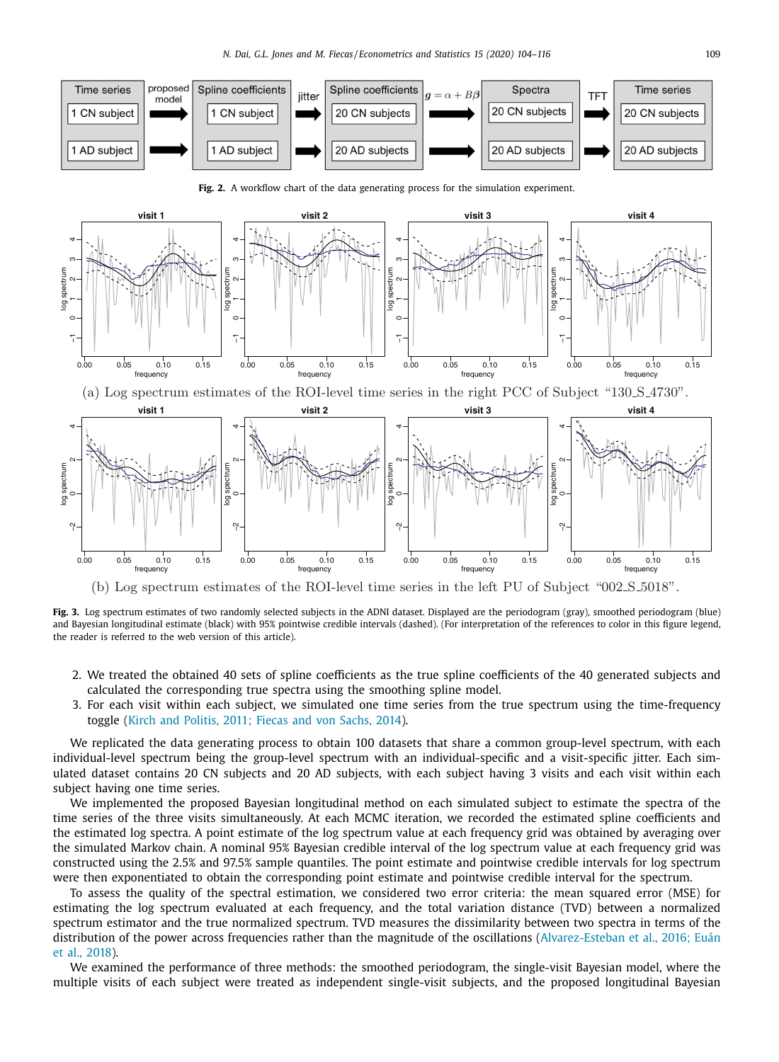Fig. 2. A workflow chart of the data generating process for the simulation experiment.

(a) Log spectrum estimates of the ROI-level time series in the right PCC of Subject "130_S_4730".

(b) Log spectrum estimates of the ROI-level time series in the left PU of Subject "002_S_5018".

**Fig. 3.** Log spectrum estimates of two randomly selected subjects in the ADNI dataset. Displayed are the periodogram (gray), smoothed periodogram (blue) and Bayesian longitudinal estimate (black) with 95% pointwise credible intervals (dashed). (For interpretation of the references to color in this figure legend, the reader is referred to the web version of this article).

2. We treated the obtained 40 sets of spline coefficients as the true spline coefficients of the 40 generated subjects and calculated the corresponding true spectra using the smoothing spline model.
3. For each visit within each subject, we simulated one time series from the true spectrum using the time-frequency toggle (Kirch and Politis, 2011; Fiecas and von Sachs, 2014).

We replicated the data generating process to obtain 100 datasets that share a common group-level spectrum, with each individual-level spectrum being the group-level spectrum with an individual-specific and a visit-specific jitter. Each simulated dataset contains 20 CN subjects and 20 AD subjects, with each subject having 3 visits and each visit within each subject having one time series.

We implemented the proposed Bayesian longitudinal method on each simulated subject to estimate the spectra of the time series of the three visits simultaneously. At each MCMC iteration, we recorded the estimated spline coefficients and the estimated log spectra. A point estimate of the log spectrum value at each frequency grid was obtained by averaging over the simulated Markov chain. A nominal 95% Bayesian credible interval of the log spectrum value at each frequency grid was constructed using the 2.5% and 97.5% sample quantiles. The point estimate and pointwise credible intervals for log spectrum were then exponentiated to obtain the corresponding point estimate and pointwise credible interval for the spectrum.

To assess the quality of the spectral estimation, we considered two error criteria: the mean squared error (MSE) for estimating the log spectrum evaluated at each frequency, and the total variation distance (TVD) between a normalized spectrum estimator and the true normalized spectrum. TVD measures the dissimilarity between two spectra in terms of the distribution of the power across frequencies rather than the magnitude of the oscillations (Alvarez-Esteban et al., 2016; Euán et al., 2018).

We examined the performance of three methods: the smoothed periodogram, the single-visit Bayesian model, where the multiple visits of each subject were treated as independent single-visit subjects, and the proposed longitudinal Bayesian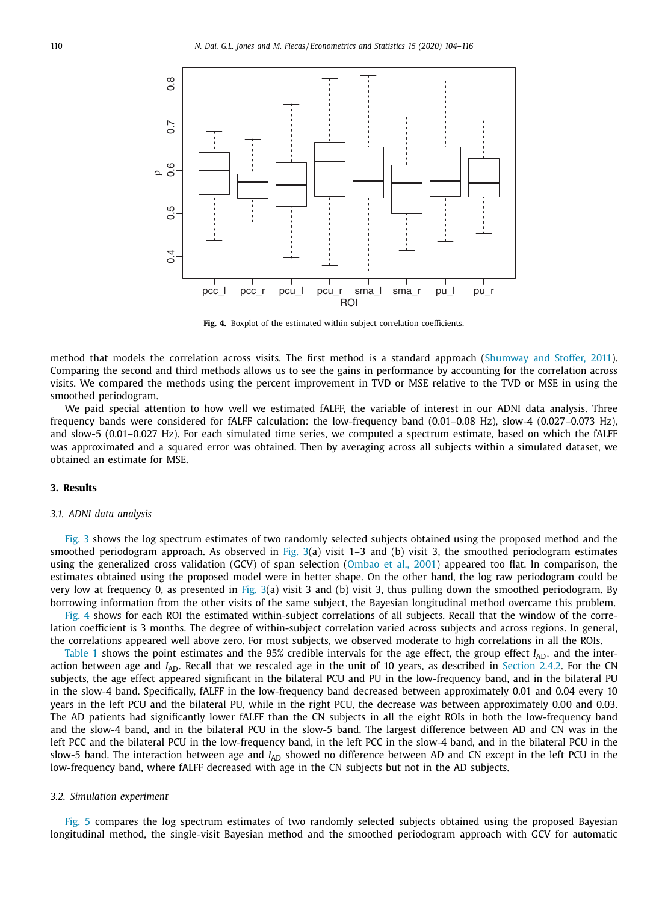Fig. 4. Boxplot of the estimated within-subject correlation coefficients.

method that models the correlation across visits. The first method is a standard approach (Shumway and Stoffer, 2011). Comparing the second and third methods allows us to see the gains in performance by accounting for the correlation across visits. We compared the methods using the percent improvement in TVD or MSE relative to the TVD or MSE in using the smoothed periodogram.

We paid special attention to how well we estimated fALFF, the variable of interest in our ADNI data analysis. Three frequency bands were considered for fALFF calculation: the low-frequency band (0.01–0.08 Hz), slow-4 (0.027–0.073 Hz), and slow-5 (0.01–0.027 Hz). For each simulated time series, we computed a spectrum estimate, based on which the fALFF was approximated and a squared error was obtained. Then by averaging across all subjects within a simulated dataset, we obtained an estimate for MSE.

## 3. Results

### 3.1. ADNI data analysis

Fig. 3 shows the log spectrum estimates of two randomly selected subjects obtained using the proposed method and the smoothed periodogram approach. As observed in Fig. 3(a) visit 1–3 and (b) visit 3, the smoothed periodogram estimates using the generalized cross validation (GCV) of span selection (Ombao et al., 2001) appeared too flat. In comparison, the estimates obtained using the proposed model were in better shape. On the other hand, the log raw periodogram could be very low at frequency 0, as presented in Fig. 3(a) visit 3 and (b) visit 3, thus pulling down the smoothed periodogram. By borrowing information from the other visits of the same subject, the Bayesian longitudinal method overcame this problem.

Fig. 4 shows for each ROI the estimated within-subject correlations of all subjects. Recall that the window of the correlation coefficient is 3 months. The degree of within-subject correlation varied across subjects and across regions. In general, the correlations appeared well above zero. For most subjects, we observed moderate to high correlations in all the ROIs.

Table 1 shows the point estimates and the 95% credible intervals for the age effect, the group effect $I_{AD}$, and the interaction between age and $I_{AD}$. Recall that we rescaled age in the unit of 10 years, as described in Section 2.4.2. For the CN subjects, the age effect appeared significant in the bilateral PCU and PU in the low-frequency band, and in the bilateral PU in the slow-4 band. Specifically, fALFF in the low-frequency band decreased between approximately 0.01 and 0.04 every 10 years in the left PCU and the bilateral PU, while in the right PCU, the decrease was between approximately 0.00 and 0.03. The AD patients had significantly lower fALFF than the CN subjects in all the eight ROIs in both the low-frequency band and the slow-4 band, and in the bilateral PCU in the slow-5 band. The largest difference between AD and CN was in the left PCC and the bilateral PCU in the low-frequency band, in the left PCC in the slow-4 band, and in the bilateral PCU in the slow-5 band. The interaction between age and $I_{AD}$ showed no difference between AD and CN except in the left PCU in the low-frequency band, where fALFF decreased with age in the CN subjects but not in the AD subjects.

### 3.2. Simulation experiment

Fig. 5 compares the log spectrum estimates of two randomly selected subjects obtained using the proposed Bayesian longitudinal method, the single-visit Bayesian method and the smoothed periodogram approach with GCV for automatic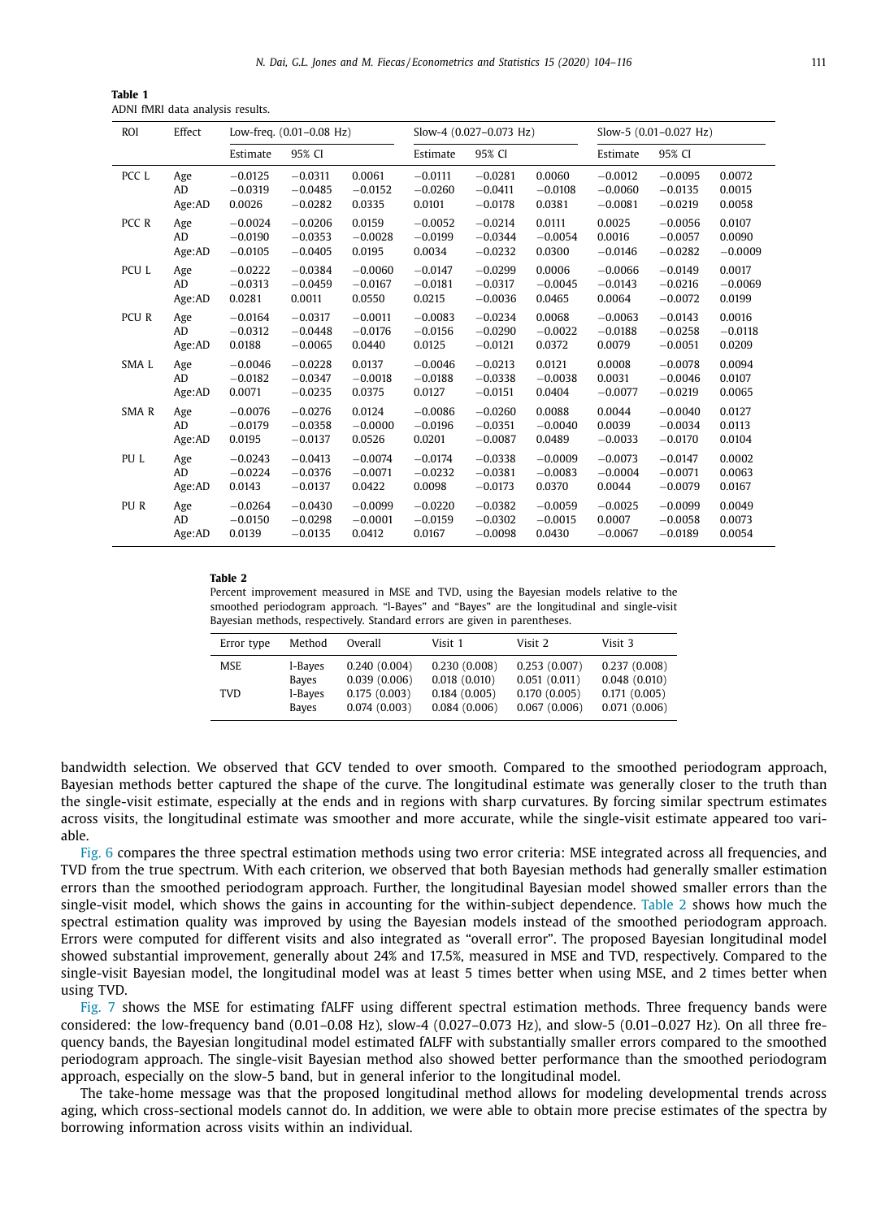**Table 1**
ADNI fMRI data analysis results.

| ROI | Effect | Low-freq. (0.01–0.08 Hz) | | | Slow-4 (0.027–0.073 Hz) | | | Slow-5 (0.01–0.027 Hz) | | |
|---|---|---|---|---|---|---|---|---|---|---|
| | | Estimate | 95% CI | | Estimate | 95% CI | | Estimate | 95% CI | |
| PCC L | Age | −0.0125 | −0.0311 | 0.0061 | −0.0111 | −0.0281 | 0.0060 | −0.0012 | −0.0095 | 0.0072 |
| | AD | −0.0319 | −0.0485 | −0.0152 | −0.0260 | −0.0411 | −0.0108 | −0.0060 | −0.0135 | 0.0015 |
| | Age:AD | 0.0026 | −0.0282 | 0.0335 | 0.0101 | −0.0178 | 0.0381 | −0.0081 | −0.0219 | 0.0058 |
| PCC R | Age | −0.0024 | −0.0206 | 0.0159 | −0.0052 | −0.0214 | 0.0111 | 0.0025 | −0.0056 | 0.0107 |
| | AD | −0.0190 | −0.0353 | −0.0028 | −0.0199 | −0.0344 | −0.0054 | 0.0016 | −0.0057 | 0.0090 |
| | Age:AD | −0.0105 | −0.0405 | 0.0195 | 0.0034 | −0.0232 | 0.0300 | −0.0146 | −0.0282 | −0.0009 |
| PCU L | Age | −0.0222 | −0.0384 | −0.0060 | −0.0147 | −0.0299 | 0.0006 | −0.0066 | −0.0149 | 0.0017 |
| | AD | −0.0313 | −0.0459 | −0.0167 | −0.0181 | −0.0317 | −0.0045 | −0.0143 | −0.0216 | −0.0069 |
| | Age:AD | 0.0281 | 0.0011 | 0.0550 | 0.0215 | −0.0036 | 0.0465 | 0.0064 | −0.0072 | 0.0199 |
| PCU R | Age | −0.0164 | −0.0317 | −0.0011 | −0.0083 | −0.0234 | 0.0068 | −0.0063 | −0.0143 | 0.0016 |
| | AD | −0.0312 | −0.0448 | −0.0176 | −0.0156 | −0.0290 | −0.0022 | −0.0188 | −0.0258 | −0.0118 |
| | Age:AD | 0.0188 | −0.0065 | 0.0440 | 0.0125 | −0.0121 | 0.0372 | 0.0079 | −0.0051 | 0.0209 |
| SMA L | Age | −0.0046 | −0.0228 | 0.0137 | −0.0046 | −0.0213 | 0.0121 | 0.0008 | −0.0078 | 0.0094 |
| | AD | −0.0182 | −0.0347 | −0.0018 | −0.0188 | −0.0338 | −0.0038 | 0.0031 | −0.0046 | 0.0107 |
| | Age:AD | 0.0071 | −0.0235 | 0.0375 | 0.0127 | −0.0151 | 0.0404 | −0.0077 | −0.0219 | 0.0065 |
| SMA R | Age | −0.0076 | −0.0276 | 0.0124 | −0.0086 | −0.0260 | 0.0088 | 0.0044 | −0.0040 | 0.0127 |
| | AD | −0.0179 | −0.0358 | −0.0000 | −0.0196 | −0.0351 | −0.0040 | 0.0039 | −0.0034 | 0.0113 |
| | Age:AD | 0.0195 | −0.0137 | 0.0526 | 0.0201 | −0.0087 | 0.0489 | −0.0033 | −0.0170 | 0.0104 |
| PU L | Age | −0.0243 | −0.0413 | −0.0074 | −0.0174 | −0.0338 | −0.0009 | −0.0073 | −0.0147 | 0.0002 |
| | AD | −0.0224 | −0.0376 | −0.0071 | −0.0232 | −0.0381 | −0.0083 | −0.0004 | −0.0071 | 0.0063 |
| | Age:AD | 0.0143 | −0.0137 | 0.0422 | 0.0098 | −0.0173 | 0.0370 | 0.0044 | −0.0079 | 0.0167 |
| PU R | Age | −0.0264 | −0.0430 | −0.0099 | −0.0220 | −0.0382 | −0.0059 | −0.0025 | −0.0099 | 0.0049 |
| | AD | −0.0150 | −0.0298 | −0.0001 | −0.0159 | −0.0302 | −0.0015 | 0.0007 | −0.0058 | 0.0073 |
| | Age:AD | 0.0139 | −0.0135 | 0.0412 | 0.0167 | −0.0098 | 0.0430 | −0.0067 | −0.0189 | 0.0054 |

**Table 2**
Percent improvement measured in MSE and TVD, using the Bayesian models relative to the smoothed periodogram approach. "l-Bayes" and "Bayes" are the longitudinal and single-visit Bayesian methods, respectively. Standard errors are given in parentheses.

| Error type | Method | Overall | Visit 1 | Visit 2 | Visit 3 |
|---|---|---|---|---|---|
| MSE | l-Bayes | 0.240 (0.004) | 0.230 (0.008) | 0.253 (0.007) | 0.237 (0.008) |
| | Bayes | 0.039 (0.006) | 0.018 (0.010) | 0.051 (0.011) | 0.048 (0.010) |
| TVD | l-Bayes | 0.175 (0.003) | 0.184 (0.005) | 0.170 (0.005) | 0.171 (0.005) |
| | Bayes | 0.074 (0.003) | 0.084 (0.006) | 0.067 (0.006) | 0.071 (0.006) |

bandwidth selection. We observed that GCV tended to over smooth. Compared to the smoothed periodogram approach, Bayesian methods better captured the shape of the curve. The longitudinal estimate was generally closer to the truth than the single-visit estimate, especially at the ends and in regions with sharp curvatures. By forcing similar spectrum estimates across visits, the longitudinal estimate was smoother and more accurate, while the single-visit estimate appeared too variable.

Fig. 6 compares the three spectral estimation methods using two error criteria: MSE integrated across all frequencies, and TVD from the true spectrum. With each criterion, we observed that both Bayesian methods had generally smaller estimation errors than the smoothed periodogram approach. Further, the longitudinal Bayesian model showed smaller errors than the single-visit model, which shows the gains in accounting for the within-subject dependence. Table 2 shows how much the spectral estimation quality was improved by using the Bayesian models instead of the smoothed periodogram approach. Errors were computed for different visits and also integrated as "overall error". The proposed Bayesian longitudinal model showed substantial improvement, generally about 24% and 17.5%, measured in MSE and TVD, respectively. Compared to the single-visit Bayesian model, the longitudinal model was at least 5 times better when using MSE, and 2 times better when using TVD.

Fig. 7 shows the MSE for estimating fALFF using different spectral estimation methods. Three frequency bands were considered: the low-frequency band (0.01–0.08 Hz), slow-4 (0.027–0.073 Hz), and slow-5 (0.01–0.027 Hz). On all three frequency bands, the Bayesian longitudinal model estimated fALFF with substantially smaller errors compared to the smoothed periodogram approach. The single-visit Bayesian method also showed better performance than the smoothed periodogram approach, especially on the slow-5 band, but in general inferior to the longitudinal model.

The take-home message was that the proposed longitudinal method allows for modeling developmental trends across aging, which cross-sectional models cannot do. In addition, we were able to obtain more precise estimates of the spectra by borrowing information across visits within an individual.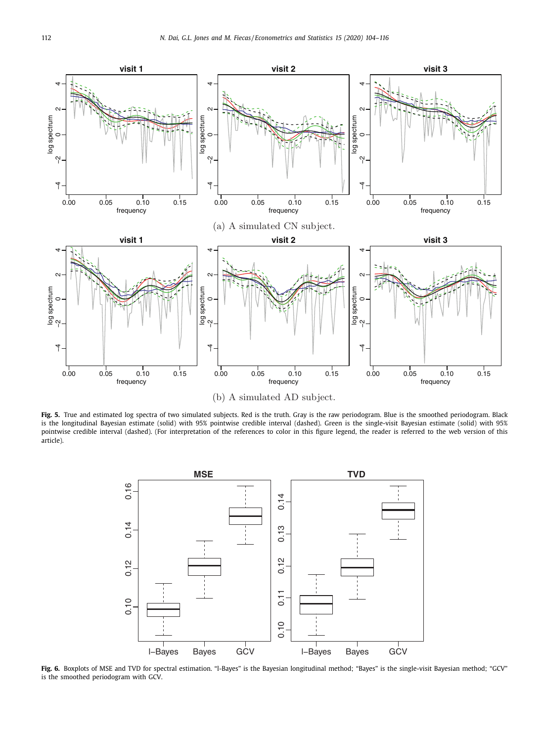(a) A simulated CN subject.

(b) A simulated AD subject.

**Fig. 5.** True and estimated log spectra of two simulated subjects. Red is the truth. Gray is the raw periodogram. Blue is the smoothed periodogram. Black is the longitudinal Bayesian estimate (solid) with 95% pointwise credible interval (dashed). Green is the single-visit Bayesian estimate (solid) with 95% pointwise credible interval (dashed). (For interpretation of the references to color in this figure legend, the reader is referred to the web version of this article).

**Fig. 6.** Boxplots of MSE and TVD for spectral estimation. "l-Bayes" is the Bayesian longitudinal method; "Bayes" is the single-visit Bayesian method; "GCV" is the smoothed periodogram with GCV.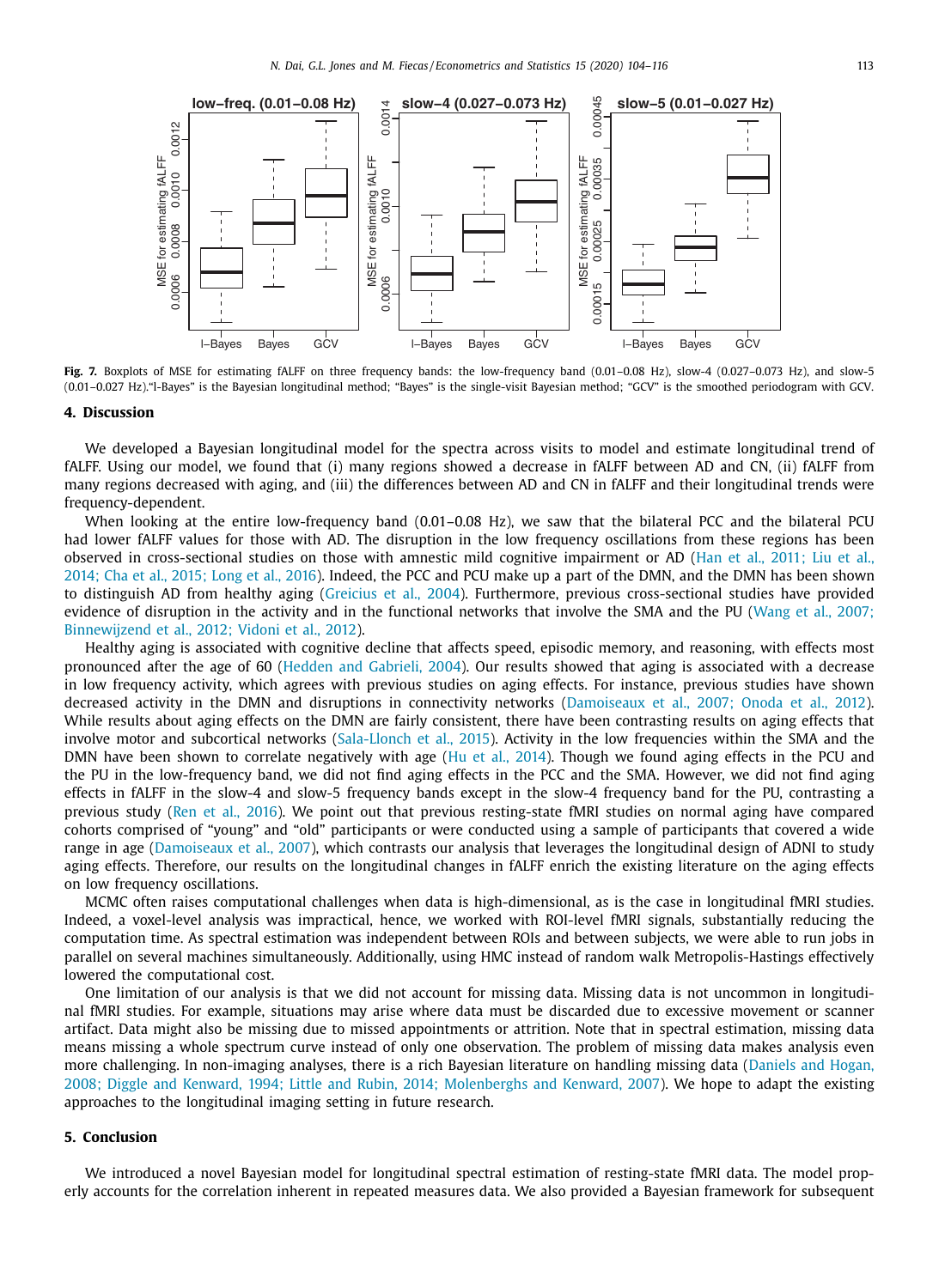**Fig. 7.** Boxplots of MSE for estimating fALFF on three frequency bands: the low-frequency band (0.01–0.08 Hz), slow-4 (0.027–0.073 Hz), and slow-5 (0.01–0.027 Hz)."l-Bayes" is the Bayesian longitudinal method; "Bayes" is the single-visit Bayesian method; "GCV" is the smoothed periodogram with GCV.

## 4. Discussion

We developed a Bayesian longitudinal model for the spectra across visits to model and estimate longitudinal trend of fALFF. Using our model, we found that (i) many regions showed a decrease in fALFF between AD and CN, (ii) fALFF from many regions decreased with aging, and (iii) the differences between AD and CN in fALFF and their longitudinal trends were frequency-dependent.

When looking at the entire low-frequency band (0.01–0.08 Hz), we saw that the bilateral PCC and the bilateral PCU had lower fALFF values for those with AD. The disruption in the low frequency oscillations from these regions has been observed in cross-sectional studies on those with amnestic mild cognitive impairment or AD (Han et al., 2011; Liu et al., 2014; Cha et al., 2015; Long et al., 2016). Indeed, the PCC and PCU make up a part of the DMN, and the DMN has been shown to distinguish AD from healthy aging (Greicius et al., 2004). Furthermore, previous cross-sectional studies have provided evidence of disruption in the activity and in the functional networks that involve the SMA and the PU (Wang et al., 2007; Binnewijzend et al., 2012; Vidoni et al., 2012).

Healthy aging is associated with cognitive decline that affects speed, episodic memory, and reasoning, with effects most pronounced after the age of 60 (Hedden and Gabrieli, 2004). Our results showed that aging is associated with a decrease in low frequency activity, which agrees with previous studies on aging effects. For instance, previous studies have shown decreased activity in the DMN and disruptions in connectivity networks (Damoiseaux et al., 2007; Onoda et al., 2012). While results about aging effects on the DMN are fairly consistent, there have been contrasting results on aging effects that involve motor and subcortical networks (Sala-Llonch et al., 2015). Activity in the low frequencies within the SMA and the DMN have been shown to correlate negatively with age (Hu et al., 2014). Though we found aging effects in the PCU and the PU in the low-frequency band, we did not find aging effects in the PCC and the SMA. However, we did not find aging effects in fALFF in the slow-4 and slow-5 frequency bands except in the slow-4 frequency band for the PU, contrasting a previous study (Ren et al., 2016). We point out that previous resting-state fMRI studies on normal aging have compared cohorts comprised of "young" and "old" participants or were conducted using a sample of participants that covered a wide range in age (Damoiseaux et al., 2007), which contrasts our analysis that leverages the longitudinal design of ADNI to study aging effects. Therefore, our results on the longitudinal changes in fALFF enrich the existing literature on the aging effects on low frequency oscillations.

MCMC often raises computational challenges when data is high-dimensional, as is the case in longitudinal fMRI studies. Indeed, a voxel-level analysis was impractical, hence, we worked with ROI-level fMRI signals, substantially reducing the computation time. As spectral estimation was independent between ROIs and between subjects, we were able to run jobs in parallel on several machines simultaneously. Additionally, using HMC instead of random walk Metropolis-Hastings effectively lowered the computational cost.

One limitation of our analysis is that we did not account for missing data. Missing data is not uncommon in longitudinal fMRI studies. For example, situations may arise where data must be discarded due to excessive movement or scanner artifact. Data might also be missing due to missed appointments or attrition. Note that in spectral estimation, missing data means missing a whole spectrum curve instead of only one observation. The problem of missing data makes analysis even more challenging. In non-imaging analyses, there is a rich Bayesian literature on handling missing data (Daniels and Hogan, 2008; Diggle and Kenward, 1994; Little and Rubin, 2014; Molenberghs and Kenward, 2007). We hope to adapt the existing approaches to the longitudinal imaging setting in future research.

## 5. Conclusion

We introduced a novel Bayesian model for longitudinal spectral estimation of resting-state fMRI data. The model properly accounts for the correlation inherent in repeated measures data. We also provided a Bayesian framework for subsequent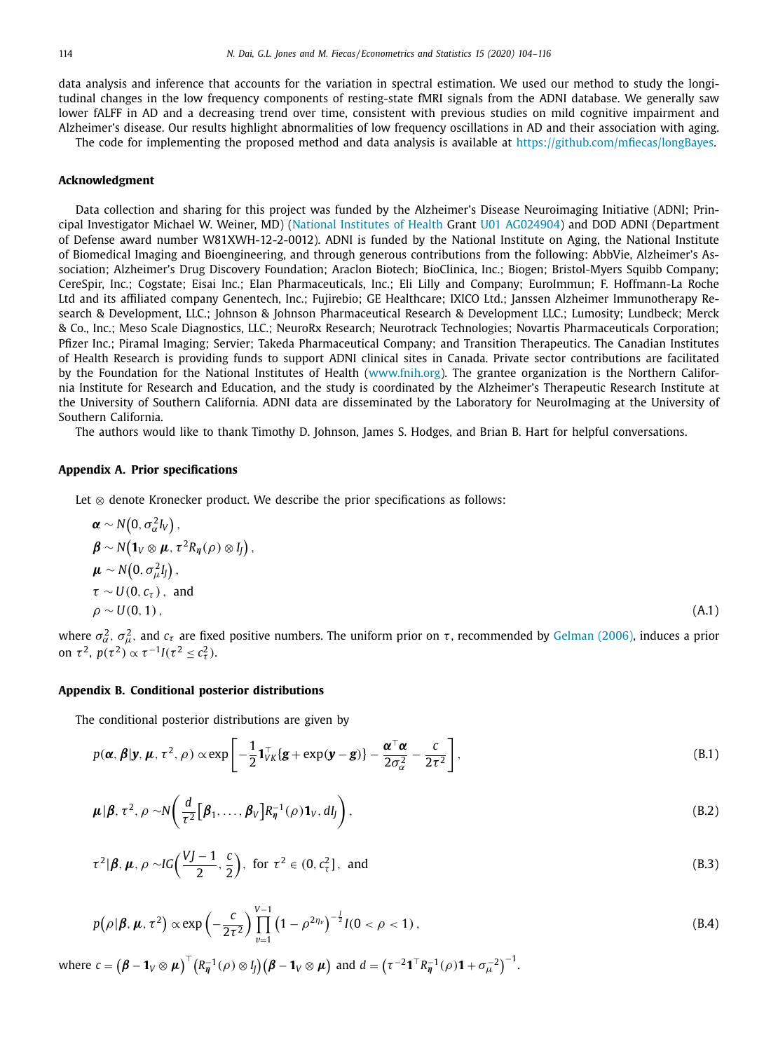data analysis and inference that accounts for the variation in spectral estimation. We used our method to study the longitudinal changes in the low frequency components of resting-state fMRI signals from the ADNI database. We generally saw lower fALFF in AD and a decreasing trend over time, consistent with previous studies on mild cognitive impairment and Alzheimer's disease. Our results highlight abnormalities of low frequency oscillations in AD and their association with aging.

The code for implementing the proposed method and data analysis is available at https://github.com/mfiecas/longBayes.

## Acknowledgment

Data collection and sharing for this project was funded by the Alzheimer's Disease Neuroimaging Initiative (ADNI; Principal Investigator Michael W. Weiner, MD) (National Institutes of Health Grant U01 AG024904) and DOD ADNI (Department of Defense award number W81XWH-12-2-0012). ADNI is funded by the National Institute on Aging, the National Institute of Biomedical Imaging and Bioengineering, and through generous contributions from the following: AbbVie, Alzheimer's Association; Alzheimer's Drug Discovery Foundation; Araclon Biotech; BioClinica, Inc.; Biogen; Bristol-Myers Squibb Company; CereSpir, Inc.; Cogstate; Eisai Inc.; Elan Pharmaceuticals, Inc.; Eli Lilly and Company; EuroImmun; F. Hoffmann-La Roche Ltd and its affiliated company Genentech, Inc.; Fujirebio; GE Healthcare; IXICO Ltd.; Janssen Alzheimer Immunotherapy Research & Development, LLC.; Johnson & Johnson Pharmaceutical Research & Development LLC.; Lumosity; Lundbeck; Merck & Co., Inc.; Meso Scale Diagnostics, LLC.; NeuroRx Research; Neurotrack Technologies; Novartis Pharmaceuticals Corporation; Pfizer Inc.; Piramal Imaging; Servier; Takeda Pharmaceutical Company; and Transition Therapeutics. The Canadian Institutes of Health Research is providing funds to support ADNI clinical sites in Canada. Private sector contributions are facilitated by the Foundation for the National Institutes of Health (www.fnih.org). The grantee organization is the Northern California Institute for Research and Education, and the study is coordinated by the Alzheimer's Therapeutic Research Institute at the University of Southern California. ADNI data are disseminated by the Laboratory for NeuroImaging at the University of Southern California.

The authors would like to thank Timothy D. Johnson, James S. Hodges, and Brian B. Hart for helpful conversations.

## Appendix A. Prior specifications

Let $\otimes$ denote Kronecker product. We describe the prior specifications as follows:

$$
\begin{aligned}
&\boldsymbol{\alpha} \sim N\left(0, \sigma_\alpha^2 I_V\right), \\
&\boldsymbol{\beta} \sim N\left(\mathbf{1}_V \otimes \boldsymbol{\mu}, \tau^2 R_{\boldsymbol{\eta}}(\rho) \otimes I_J\right), \\
&\boldsymbol{\mu} \sim N\left(0, \sigma_\mu^2 I_J\right), \\
&\tau \sim U(0, c_\tau), \text{ and} \\
&\rho \sim U(0, 1),
\end{aligned} \tag{A.1}
$$

where $\sigma_\alpha^2$, $\sigma_\mu^2$, and $c_\tau$ are fixed positive numbers. The uniform prior on $\tau$, recommended by Gelman (2006), induces a prior on $\tau^2$, $p(\tau^2) \propto \tau^{-1} I(\tau^2 \le c_\tau^2)$.

## Appendix B. Conditional posterior distributions

The conditional posterior distributions are given by

$$
p(\boldsymbol{\alpha}, \boldsymbol{\beta} | \boldsymbol{y}, \boldsymbol{\mu}, \tau^2, \rho) \propto \exp\left[-\frac{1}{2}\mathbf{1}_{VK}^\top\{\boldsymbol{g} + \exp(\boldsymbol{y} - \boldsymbol{g})\} - \frac{\boldsymbol{\alpha}^\top \boldsymbol{\alpha}}{2\sigma_\alpha^2} - \frac{c}{2\tau^2}\right], \tag{B.1}
$$

$$
\boldsymbol{\mu} | \boldsymbol{\beta}, \tau^2, \rho \sim N\left(\frac{d}{\tau^2}\left[\boldsymbol{\beta}_1, \ldots, \boldsymbol{\beta}_V\right] R_{\boldsymbol{\eta}}^{-1}(\rho)\mathbf{1}_V, dI_J\right), \tag{B.2}
$$

$$
\tau^2 | \boldsymbol{\beta}, \boldsymbol{\mu}, \rho \sim IG\left(\frac{VJ-1}{2}, \frac{c}{2}\right), \text{ for } \tau^2 \in (0, c_\tau^2], \text{ and} \tag{B.3}
$$

$$
p\left(\rho | \boldsymbol{\beta}, \boldsymbol{\mu}, \tau^2\right) \propto \exp\left(-\frac{c}{2\tau^2}\right) \prod_{v=1}^{V-1}\left(1 - \rho^{2\eta_v}\right)^{-\frac{J}{2}} I(0 < \rho < 1), \tag{B.4}
$$

where $c = \left(\boldsymbol{\beta} - \mathbf{1}_V \otimes \boldsymbol{\mu}\right)^\top \left(R_{\boldsymbol{\eta}}^{-1}(\rho) \otimes I_J\right)\left(\boldsymbol{\beta} - \mathbf{1}_V \otimes \boldsymbol{\mu}\right)$ and $d = \left(\tau^{-2}\mathbf{1}^\top R_{\boldsymbol{\eta}}^{-1}(\rho)\mathbf{1} + \sigma_\mu^{-2}\right)^{-1}$.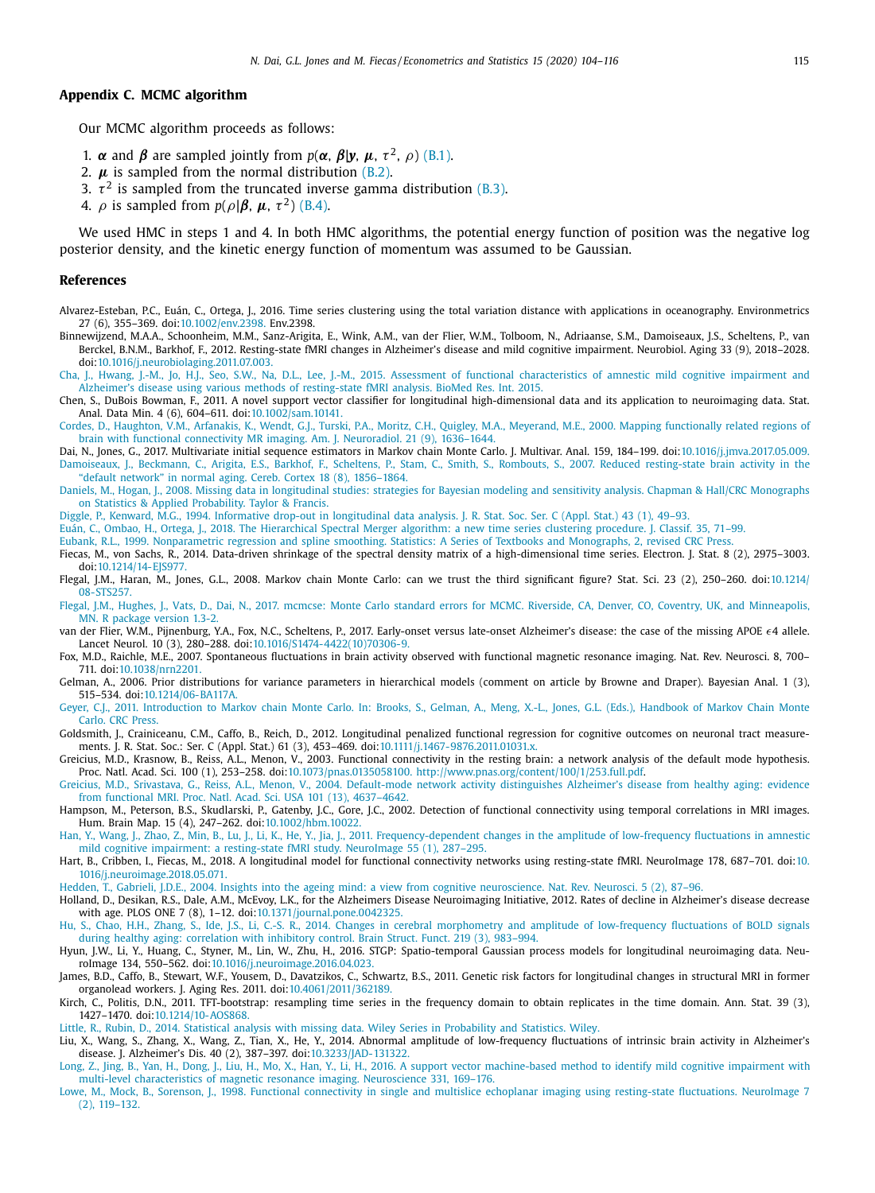## Appendix C. MCMC algorithm

Our MCMC algorithm proceeds as follows:

1. $\boldsymbol{\alpha}$ and $\boldsymbol{\beta}$ are sampled jointly from $p(\boldsymbol{\alpha}, \boldsymbol{\beta}|\boldsymbol{y}, \boldsymbol{\mu}, \tau^2, \rho)$ (B.1).
2. $\boldsymbol{\mu}$ is sampled from the normal distribution (B.2).
3. $\tau^2$ is sampled from the truncated inverse gamma distribution (B.3).
4. $\rho$ is sampled from $p(\rho|\boldsymbol{\beta}, \boldsymbol{\mu}, \tau^2)$ (B.4).

We used HMC in steps 1 and 4. In both HMC algorithms, the potential energy function of position was the negative log posterior density, and the kinetic energy function of momentum was assumed to be Gaussian.

## References

Alvarez-Esteban, P.C., Euán, C., Ortega, J., 2016. Time series clustering using the total variation distance with applications in oceanography. Environmetrics 27 (6), 355–369. doi:10.1002/env.2398. Env.2398.

Binnewijzend, M.A.A., Schoonheim, M.M., Sanz-Arigita, E., Wink, A.M., van der Flier, W.M., Tolboom, N., Adriaanse, S.M., Damoiseaux, J.S., Scheltens, P., van Berckel, B.N.M., Barkhof, F., 2012. Resting-state fMRI changes in Alzheimer's disease and mild cognitive impairment. Neurobiol. Aging 33 (9), 2018–2028. doi:10.1016/j.neurobiolaging.2011.07.003.

Cha, J., Hwang, J.-M., Jo, H.J., Seo, S.W., Na, D.L., Lee, J.-M., 2015. Assessment of functional characteristics of amnestic mild cognitive impairment and Alzheimer's disease using various methods of resting-state fMRI analysis. BioMed Res. Int. 2015.

Chen, S., DuBois Bowman, F., 2011. A novel support vector classifier for longitudinal high-dimensional data and its application to neuroimaging data. Stat. Anal. Data Min. 4 (6), 604–611. doi:10.1002/sam.10141.

Cordes, D., Haughton, V.M., Arfanakis, K., Wendt, G.J., Turski, P.A., Moritz, C.H., Quigley, M.A., Meyerand, M.E., 2000. Mapping functionally related regions of brain with functional connectivity MR imaging. Am. J. Neuroradiol. 21 (9), 1636–1644.

Dai, N., Jones, G., 2017. Multivariate initial sequence estimators in Markov chain Monte Carlo. J. Multivar. Anal. 159, 184–199. doi:10.1016/j.jmva.2017.05.009.

Damoiseaux, J., Beckmann, C., Arigita, E.S., Barkhof, F., Scheltens, P., Stam, C., Smith, S., Rombouts, S., 2007. Reduced resting-state brain activity in the "default network" in normal aging. Cereb. Cortex 18 (8), 1856–1864.

Daniels, M., Hogan, J., 2008. Missing data in longitudinal studies: strategies for Bayesian modeling and sensitivity analysis. Chapman & Hall/CRC Monographs on Statistics & Applied Probability. Taylor & Francis.

Diggle, P., Kenward, M.G., 1994. Informative drop-out in longitudinal data analysis. J. R. Stat. Soc. Ser. C (Appl. Stat.) 43 (1), 49–93.

Euán, C., Ombao, H., Ortega, J., 2018. The Hierarchical Spectral Merger algorithm: a new time series clustering procedure. J. Classif. 35, 71–99.

Eubank, R.L., 1999. Nonparametric regression and spline smoothing. Statistics: A Series of Textbooks and Monographs, 2, revised CRC Press.

Fiecas, M., von Sachs, R., 2014. Data-driven shrinkage of the spectral density matrix of a high-dimensional time series. Electron. J. Stat. 8 (2), 2975–3003. doi:10.1214/14-EJS977.

Flegal, J.M., Haran, M., Jones, G.L., 2008. Markov chain Monte Carlo: can we trust the third significant figure? Stat. Sci. 23 (2), 250–260. doi:10.1214/08-STS257.

Flegal, J.M., Hughes, J., Vats, D., Dai, N., 2017. mcmcse: Monte Carlo standard errors for MCMC. Riverside, CA, Denver, CO, Coventry, UK, and Minneapolis, MN. R package version 1.3-2.

van der Flier, W.M., Pijnenburg, Y.A., Fox, N.C., Scheltens, P., 2017. Early-onset versus late-onset Alzheimer's disease: the case of the missing APOE $\epsilon$4 allele. Lancet Neurol. 10 (3), 280–288. doi:10.1016/S1474-4422(10)70306-9.

Fox, M.D., Raichle, M.E., 2007. Spontaneous fluctuations in brain activity observed with functional magnetic resonance imaging. Nat. Rev. Neurosci. 8, 700–711. doi:10.1038/nrn2201.

Gelman, A., 2006. Prior distributions for variance parameters in hierarchical models (comment on article by Browne and Draper). Bayesian Anal. 1 (3), 515–534. doi:10.1214/06-BA117A.

Geyer, C.J., 2011. Introduction to Markov chain Monte Carlo. In: Brooks, S., Gelman, A., Meng, X.-L., Jones, G.L. (Eds.), Handbook of Markov Chain Monte Carlo. CRC Press.

Goldsmith, J., Crainiceanu, C.M., Caffo, B., Reich, D., 2012. Longitudinal penalized functional regression for cognitive outcomes on neuronal tract measurements. J. R. Stat. Soc.: Ser. C (Appl. Stat.) 61 (3), 453–469. doi:10.1111/j.1467-9876.2011.01031.x.

Greicius, M.D., Krasnow, B., Reiss, A.L., Menon, V., 2003. Functional connectivity in the resting brain: a network analysis of the default mode hypothesis. Proc. Natl. Acad. Sci. 100 (1), 253–258. doi:10.1073/pnas.0135058100. http://www.pnas.org/content/100/1/253.full.pdf.

Greicius, M.D., Srivastava, G., Reiss, A.L., Menon, V., 2004. Default-mode network activity distinguishes Alzheimer's disease from healthy aging: evidence from functional MRI. Proc. Natl. Acad. Sci. USA 101 (13), 4637–4642.

Hampson, M., Peterson, B.S., Skudlarski, P., Gatenby, J.C., Gore, J.C., 2002. Detection of functional connectivity using temporal correlations in MRI images. Hum. Brain Map. 15 (4), 247–262. doi:10.1002/hbm.10022.

Han, Y., Wang, J., Zhao, Z., Min, B., Lu, J., Li, K., He, Y., Jia, J., 2011. Frequency-dependent changes in the amplitude of low-frequency fluctuations in amnestic mild cognitive impairment: a resting-state fMRI study. NeuroImage 55 (1), 287–295.

Hart, B., Cribben, I., Fiecas, M., 2018. A longitudinal model for functional connectivity networks using resting-state fMRI. NeuroImage 178, 687–701. doi:10.1016/j.neuroimage.2018.05.071.

Hedden, T., Gabrieli, J.D.E., 2004. Insights into the ageing mind: a view from cognitive neuroscience. Nat. Rev. Neurosci. 5 (2), 87–96.

Holland, D., Desikan, R.S., Dale, A.M., McEvoy, L.K., for the Alzheimers Disease Neuroimaging Initiative, 2012. Rates of decline in Alzheimer's disease decrease with age. PLOS ONE 7 (8), 1–12. doi:10.1371/journal.pone.0042325.

Hu, S., Chao, H.H., Zhang, S., Ide, J.S., Li, C.-S. R., 2014. Changes in cerebral morphometry and amplitude of low-frequency fluctuations of BOLD signals during healthy aging: correlation with inhibitory control. Brain Struct. Funct. 219 (3), 983–994.

Hyun, J.W., Li, Y., Huang, C., Styner, M., Lin, W., Zhu, H., 2016. STGP: Spatio-temporal Gaussian process models for longitudinal neuroimaging data. NeuroImage 134, 550–562. doi:10.1016/j.neuroimage.2016.04.023.

James, B.D., Caffo, B., Stewart, W.F., Yousem, D., Davatzikos, C., Schwartz, B.S., 2011. Genetic risk factors for longitudinal changes in structural MRI in former organolead workers. J. Aging Res. 2011. doi:10.4061/2011/362189.

Kirch, C., Politis, D.N., 2011. TFT-bootstrap: resampling time series in the frequency domain to obtain replicates in the time domain. Ann. Stat. 39 (3), 1427–1470. doi:10.1214/10-AOS868.

Little, R., Rubin, D., 2014. Statistical analysis with missing data. Wiley Series in Probability and Statistics. Wiley.

Liu, X., Wang, S., Zhang, X., Wang, Z., Tian, X., He, Y., 2014. Abnormal amplitude of low-frequency fluctuations of intrinsic brain activity in Alzheimer's disease. J. Alzheimer's Dis. 40 (2), 387–397. doi:10.3233/JAD-131322.

Long, Z., Jing, B., Yan, H., Dong, J., Liu, H., Mo, X., Han, Y., Li, H., 2016. A support vector machine-based method to identify mild cognitive impairment with multi-level characteristics of magnetic resonance imaging. Neuroscience 331, 169–176.

Lowe, M., Mock, B., Sorenson, J., 1998. Functional connectivity in single and multislice echoplanar imaging using resting-state fluctuations. NeuroImage 7 (2), 119–132.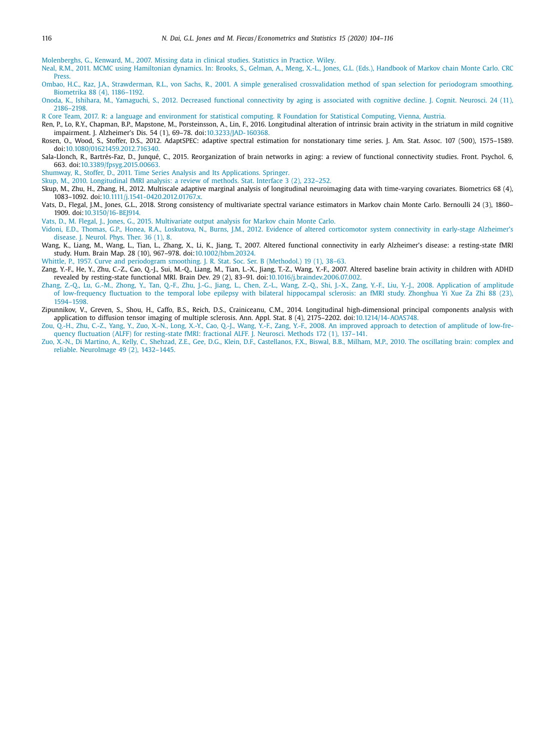Molenberghs, G., Kenward, M., 2007. Missing data in clinical studies. Statistics in Practice. Wiley.

Neal, R.M., 2011. MCMC using Hamiltonian dynamics. In: Brooks, S., Gelman, A., Meng, X.-L., Jones, G.L. (Eds.), Handbook of Markov chain Monte Carlo. CRC Press.

Ombao, H.C., Raz, J.A., Strawderman, R.L., von Sachs, R., 2001. A simple generalised crossvalidation method of span selection for periodogram smoothing. Biometrika 88 (4), 1186–1192.

Onoda, K., Ishihara, M., Yamaguchi, S., 2012. Decreased functional connectivity by aging is associated with cognitive decline. J. Cognit. Neurosci. 24 (11), 2186–2198.

R Core Team, 2017. R: a language and environment for statistical computing. R Foundation for Statistical Computing, Vienna, Austria.

Ren, P., Lo, R.Y., Chapman, B.P., Mapstone, M., Porsteinsson, A., Lin, F., 2016. Longitudinal alteration of intrinsic brain activity in the striatum in mild cognitive impairment. J. Alzheimer's Dis. 54 (1), 69–78. doi:10.3233/JAD-160368.

Rosen, O., Wood, S., Stoffer, D.S., 2012. AdaptSPEC: adaptive spectral estimation for nonstationary time series. J. Am. Stat. Assoc. 107 (500), 1575–1589. doi:10.1080/01621459.2012.716340.

Sala-Llonch, R., Bartrés-Faz, D., Junqué, C., 2015. Reorganization of brain networks in aging: a review of functional connectivity studies. Front. Psychol. 6, 663. doi:10.3389/fpsyg.2015.00663.

Shumway, R., Stoffer, D., 2011. Time Series Analysis and Its Applications. Springer.

Skup, M., 2010. Longitudinal fMRI analysis: a review of methods. Stat. Interface 3 (2), 232–252.

Skup, M., Zhu, H., Zhang, H., 2012. Multiscale adaptive marginal analysis of longitudinal neuroimaging data with time-varying covariates. Biometrics 68 (4), 1083–1092. doi:10.1111/j.1541-0420.2012.01767.x.

Vats, D., Flegal, J.M., Jones, G.L., 2018. Strong consistency of multivariate spectral variance estimators in Markov chain Monte Carlo. Bernoulli 24 (3), 1860–1909. doi:10.3150/16-BEJ914.

Vats, D., M. Flegal, J., Jones, G., 2015. Multivariate output analysis for Markov chain Monte Carlo.

Vidoni, E.D., Thomas, G.P., Honea, R.A., Loskutova, N., Burns, J.M., 2012. Evidence of altered corticomotor system connectivity in early-stage Alzheimer's disease. J. Neurol. Phys. Ther. 36 (1), 8.

Wang, K., Liang, M., Wang, L., Tian, L., Zhang, X., Li, K., Jiang, T., 2007. Altered functional connectivity in early Alzheimer's disease: a resting-state fMRI study. Hum. Brain Map. 28 (10), 967–978. doi:10.1002/hbm.20324.

Whittle, P., 1957. Curve and periodogram smoothing. J. R. Stat. Soc. Ser. B (Methodol.) 19 (1), 38–63.

Zang, Y.-F., He, Y., Zhu, C.-Z., Cao, Q.-J., Sui, M.-Q., Liang, M., Tian, L.-X., Jiang, T.-Z., Wang, Y.-F., 2007. Altered baseline brain activity in children with ADHD revealed by resting-state functional MRI. Brain Dev. 29 (2), 83–91. doi:10.1016/j.braindev.2006.07.002.

Zhang, Z.-Q., Lu, G.-M., Zhong, Y., Tan, Q.-F., Zhu, J.-G., Jiang, L., Chen, Z.-L., Wang, Z.-Q., Shi, J.-X., Zang, Y.-F., Liu, Y.-J., 2008. Application of amplitude of low-frequency fluctuation to the temporal lobe epilepsy with bilateral hippocampal sclerosis: an fMRI study. Zhonghua Yi Xue Za Zhi 88 (23), 1594–1598.

Zipunnikov, V., Greven, S., Shou, H., Caffo, B.S., Reich, D.S., Crainiceanu, C.M., 2014. Longitudinal high-dimensional principal components analysis with application to diffusion tensor imaging of multiple sclerosis. Ann. Appl. Stat. 8 (4), 2175–2202. doi:10.1214/14-AOAS748.

Zou, Q.-H., Zhu, C.-Z., Yang, Y., Zuo, X.-N., Long, X.-Y., Cao, Q.-J., Wang, Y.-F., Zang, Y.-F., 2008. An improved approach to detection of amplitude of low-frequency fluctuation (ALFF) for resting-state fMRI: fractional ALFF. J. Neurosci. Methods 172 (1), 137–141.

Zuo, X.-N., Di Martino, A., Kelly, C., Shehzad, Z.E., Gee, D.G., Klein, D.F., Castellanos, F.X., Biswal, B.B., Milham, M.P., 2010. The oscillating brain: complex and reliable. NeuroImage 49 (2), 1432–1445.